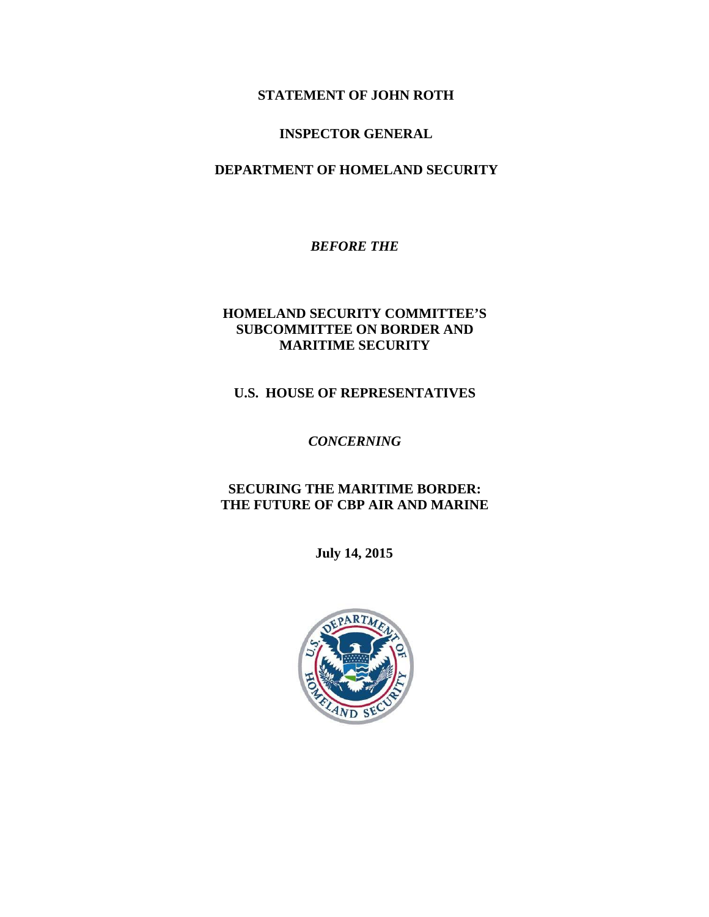**STATEMENT OF JOHN ROTH**

**INSPECTOR GENERAL**

**DEPARTMENT OF HOMELAND SECURITY**

***BEFORE THE***

**HOMELAND SECURITY COMMITTEE'S SUBCOMMITTEE ON BORDER AND MARITIME SECURITY**

**U.S. HOUSE OF REPRESENTATIVES**

***CONCERNING***

**SECURING THE MARITIME BORDER: THE FUTURE OF CBP AIR AND MARINE**

**July 14, 2015**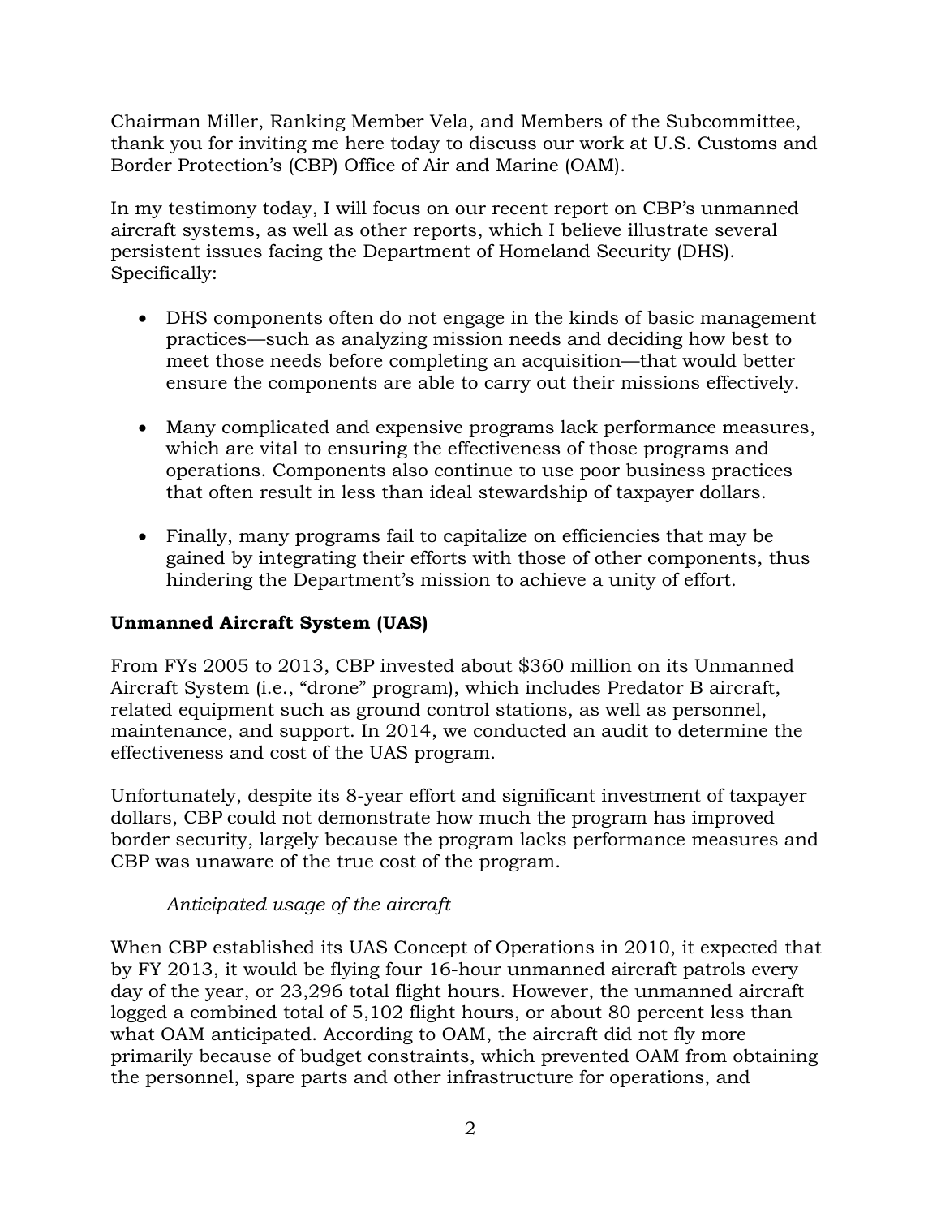Chairman Miller, Ranking Member Vela, and Members of the Subcommittee, thank you for inviting me here today to discuss our work at U.S. Customs and Border Protection's (CBP) Office of Air and Marine (OAM).

In my testimony today, I will focus on our recent report on CBP's unmanned aircraft systems, as well as other reports, which I believe illustrate several persistent issues facing the Department of Homeland Security (DHS). Specifically:

- DHS components often do not engage in the kinds of basic management practices—such as analyzing mission needs and deciding how best to meet those needs before completing an acquisition—that would better ensure the components are able to carry out their missions effectively.
- Many complicated and expensive programs lack performance measures, which are vital to ensuring the effectiveness of those programs and operations. Components also continue to use poor business practices that often result in less than ideal stewardship of taxpayer dollars.
- Finally, many programs fail to capitalize on efficiencies that may be gained by integrating their efforts with those of other components, thus hindering the Department's mission to achieve a unity of effort.

**Unmanned Aircraft System (UAS)**

From FYs 2005 to 2013, CBP invested about $360 million on its Unmanned Aircraft System (i.e., "drone" program), which includes Predator B aircraft, related equipment such as ground control stations, as well as personnel, maintenance, and support. In 2014, we conducted an audit to determine the effectiveness and cost of the UAS program.

Unfortunately, despite its 8-year effort and significant investment of taxpayer dollars, CBP could not demonstrate how much the program has improved border security, largely because the program lacks performance measures and CBP was unaware of the true cost of the program.

*Anticipated usage of the aircraft*

When CBP established its UAS Concept of Operations in 2010, it expected that by FY 2013, it would be flying four 16-hour unmanned aircraft patrols every day of the year, or 23,296 total flight hours. However, the unmanned aircraft logged a combined total of 5,102 flight hours, or about 80 percent less than what OAM anticipated. According to OAM, the aircraft did not fly more primarily because of budget constraints, which prevented OAM from obtaining the personnel, spare parts and other infrastructure for operations, and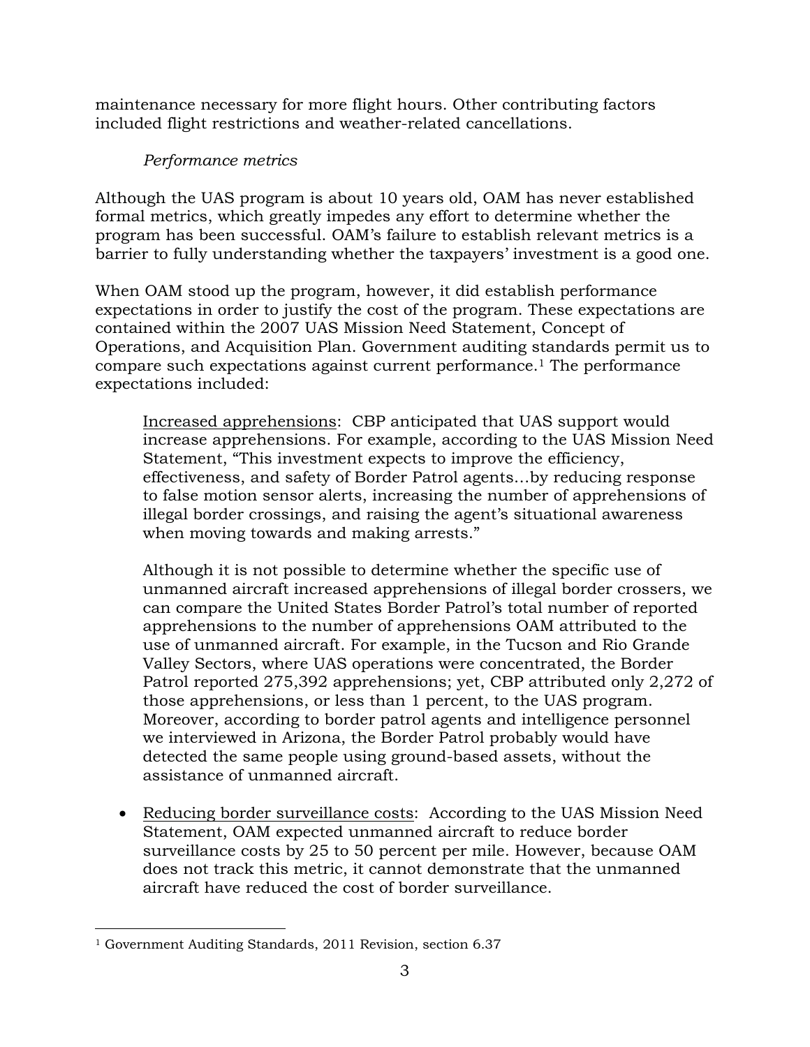maintenance necessary for more flight hours. Other contributing factors included flight restrictions and weather-related cancellations.

*Performance metrics*

Although the UAS program is about 10 years old, OAM has never established formal metrics, which greatly impedes any effort to determine whether the program has been successful. OAM's failure to establish relevant metrics is a barrier to fully understanding whether the taxpayers' investment is a good one.

When OAM stood up the program, however, it did establish performance expectations in order to justify the cost of the program. These expectations are contained within the 2007 UAS Mission Need Statement, Concept of Operations, and Acquisition Plan. Government auditing standards permit us to compare such expectations against current performance.[1] The performance expectations included:

<u>Increased apprehensions</u>: CBP anticipated that UAS support would increase apprehensions. For example, according to the UAS Mission Need Statement, "This investment expects to improve the efficiency, effectiveness, and safety of Border Patrol agents…by reducing response to false motion sensor alerts, increasing the number of apprehensions of illegal border crossings, and raising the agent's situational awareness when moving towards and making arrests."

Although it is not possible to determine whether the specific use of unmanned aircraft increased apprehensions of illegal border crossers, we can compare the United States Border Patrol's total number of reported apprehensions to the number of apprehensions OAM attributed to the use of unmanned aircraft. For example, in the Tucson and Rio Grande Valley Sectors, where UAS operations were concentrated, the Border Patrol reported 275,392 apprehensions; yet, CBP attributed only 2,272 of those apprehensions, or less than 1 percent, to the UAS program. Moreover, according to border patrol agents and intelligence personnel we interviewed in Arizona, the Border Patrol probably would have detected the same people using ground-based assets, without the assistance of unmanned aircraft.

- <u>Reducing border surveillance costs</u>: According to the UAS Mission Need Statement, OAM expected unmanned aircraft to reduce border surveillance costs by 25 to 50 percent per mile. However, because OAM does not track this metric, it cannot demonstrate that the unmanned aircraft have reduced the cost of border surveillance.

---

[1] Government Auditing Standards, 2011 Revision, section 6.37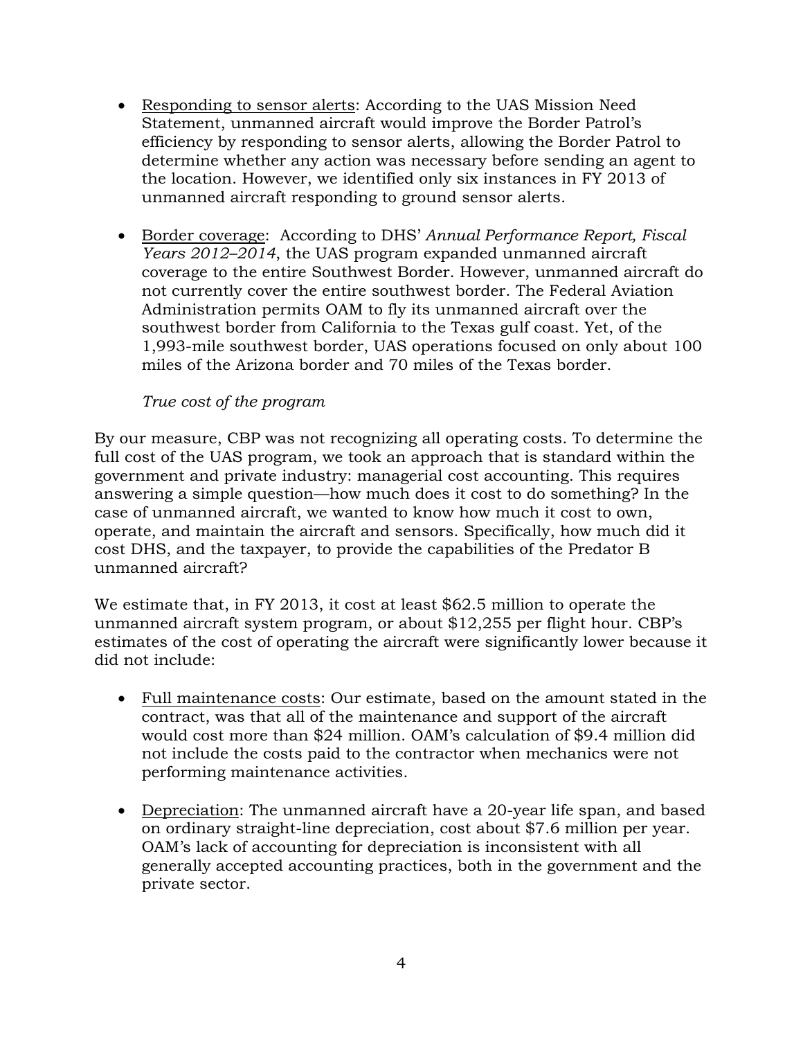- Responding to sensor alerts: According to the UAS Mission Need Statement, unmanned aircraft would improve the Border Patrol's efficiency by responding to sensor alerts, allowing the Border Patrol to determine whether any action was necessary before sending an agent to the location. However, we identified only six instances in FY 2013 of unmanned aircraft responding to ground sensor alerts.

- Border coverage: According to DHS' *Annual Performance Report, Fiscal Years 2012–2014*, the UAS program expanded unmanned aircraft coverage to the entire Southwest Border. However, unmanned aircraft do not currently cover the entire southwest border. The Federal Aviation Administration permits OAM to fly its unmanned aircraft over the southwest border from California to the Texas gulf coast. Yet, of the 1,993-mile southwest border, UAS operations focused on only about 100 miles of the Arizona border and 70 miles of the Texas border.

*True cost of the program*

By our measure, CBP was not recognizing all operating costs. To determine the full cost of the UAS program, we took an approach that is standard within the government and private industry: managerial cost accounting. This requires answering a simple question—how much does it cost to do something? In the case of unmanned aircraft, we wanted to know how much it cost to own, operate, and maintain the aircraft and sensors. Specifically, how much did it cost DHS, and the taxpayer, to provide the capabilities of the Predator B unmanned aircraft?

We estimate that, in FY 2013, it cost at least $62.5 million to operate the unmanned aircraft system program, or about $12,255 per flight hour. CBP's estimates of the cost of operating the aircraft were significantly lower because it did not include:

- Full maintenance costs: Our estimate, based on the amount stated in the contract, was that all of the maintenance and support of the aircraft would cost more than $24 million. OAM's calculation of $9.4 million did not include the costs paid to the contractor when mechanics were not performing maintenance activities.

- Depreciation: The unmanned aircraft have a 20-year life span, and based on ordinary straight-line depreciation, cost about $7.6 million per year. OAM's lack of accounting for depreciation is inconsistent with all generally accepted accounting practices, both in the government and the private sector.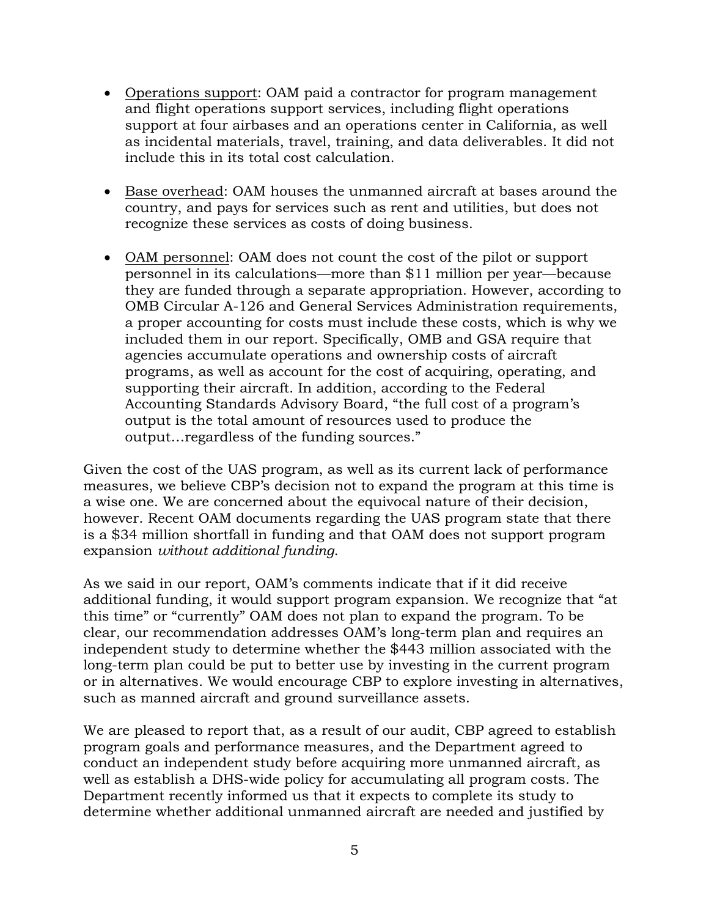- Operations support: OAM paid a contractor for program management and flight operations support services, including flight operations support at four airbases and an operations center in California, as well as incidental materials, travel, training, and data deliverables. It did not include this in its total cost calculation.

- Base overhead: OAM houses the unmanned aircraft at bases around the country, and pays for services such as rent and utilities, but does not recognize these services as costs of doing business.

- OAM personnel: OAM does not count the cost of the pilot or support personnel in its calculations—more than $11 million per year—because they are funded through a separate appropriation. However, according to OMB Circular A-126 and General Services Administration requirements, a proper accounting for costs must include these costs, which is why we included them in our report. Specifically, OMB and GSA require that agencies accumulate operations and ownership costs of aircraft programs, as well as account for the cost of acquiring, operating, and supporting their aircraft. In addition, according to the Federal Accounting Standards Advisory Board, "the full cost of a program's output is the total amount of resources used to produce the output…regardless of the funding sources."

Given the cost of the UAS program, as well as its current lack of performance measures, we believe CBP's decision not to expand the program at this time is a wise one. We are concerned about the equivocal nature of their decision, however. Recent OAM documents regarding the UAS program state that there is a $34 million shortfall in funding and that OAM does not support program expansion *without additional funding*.

As we said in our report, OAM's comments indicate that if it did receive additional funding, it would support program expansion. We recognize that "at this time" or "currently" OAM does not plan to expand the program. To be clear, our recommendation addresses OAM's long-term plan and requires an independent study to determine whether the $443 million associated with the long-term plan could be put to better use by investing in the current program or in alternatives. We would encourage CBP to explore investing in alternatives, such as manned aircraft and ground surveillance assets.

We are pleased to report that, as a result of our audit, CBP agreed to establish program goals and performance measures, and the Department agreed to conduct an independent study before acquiring more unmanned aircraft, as well as establish a DHS-wide policy for accumulating all program costs. The Department recently informed us that it expects to complete its study to determine whether additional unmanned aircraft are needed and justified by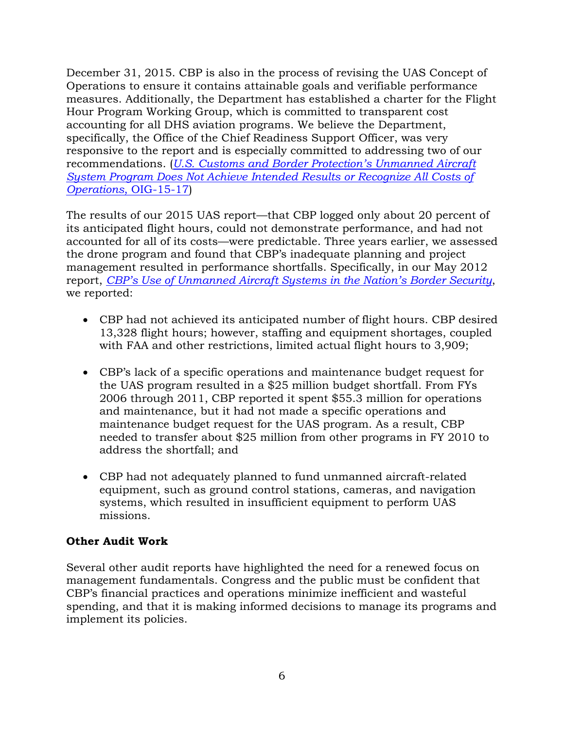December 31, 2015. CBP is also in the process of revising the UAS Concept of Operations to ensure it contains attainable goals and verifiable performance measures. Additionally, the Department has established a charter for the Flight Hour Program Working Group, which is committed to transparent cost accounting for all DHS aviation programs. We believe the Department, specifically, the Office of the Chief Readiness Support Officer, was very responsive to the report and is especially committed to addressing two of our recommendations. (*U.S. Customs and Border Protection's Unmanned Aircraft System Program Does Not Achieve Intended Results or Recognize All Costs of Operations*, OIG-15-17)

The results of our 2015 UAS report—that CBP logged only about 20 percent of its anticipated flight hours, could not demonstrate performance, and had not accounted for all of its costs—were predictable. Three years earlier, we assessed the drone program and found that CBP's inadequate planning and project management resulted in performance shortfalls. Specifically, in our May 2012 report, *CBP's Use of Unmanned Aircraft Systems in the Nation's Border Security*, we reported:

- CBP had not achieved its anticipated number of flight hours. CBP desired 13,328 flight hours; however, staffing and equipment shortages, coupled with FAA and other restrictions, limited actual flight hours to 3,909;

- CBP's lack of a specific operations and maintenance budget request for the UAS program resulted in a $25 million budget shortfall. From FYs 2006 through 2011, CBP reported it spent $55.3 million for operations and maintenance, but it had not made a specific operations and maintenance budget request for the UAS program. As a result, CBP needed to transfer about $25 million from other programs in FY 2010 to address the shortfall; and

- CBP had not adequately planned to fund unmanned aircraft-related equipment, such as ground control stations, cameras, and navigation systems, which resulted in insufficient equipment to perform UAS missions.

**Other Audit Work**

Several other audit reports have highlighted the need for a renewed focus on management fundamentals. Congress and the public must be confident that CBP's financial practices and operations minimize inefficient and wasteful spending, and that it is making informed decisions to manage its programs and implement its policies.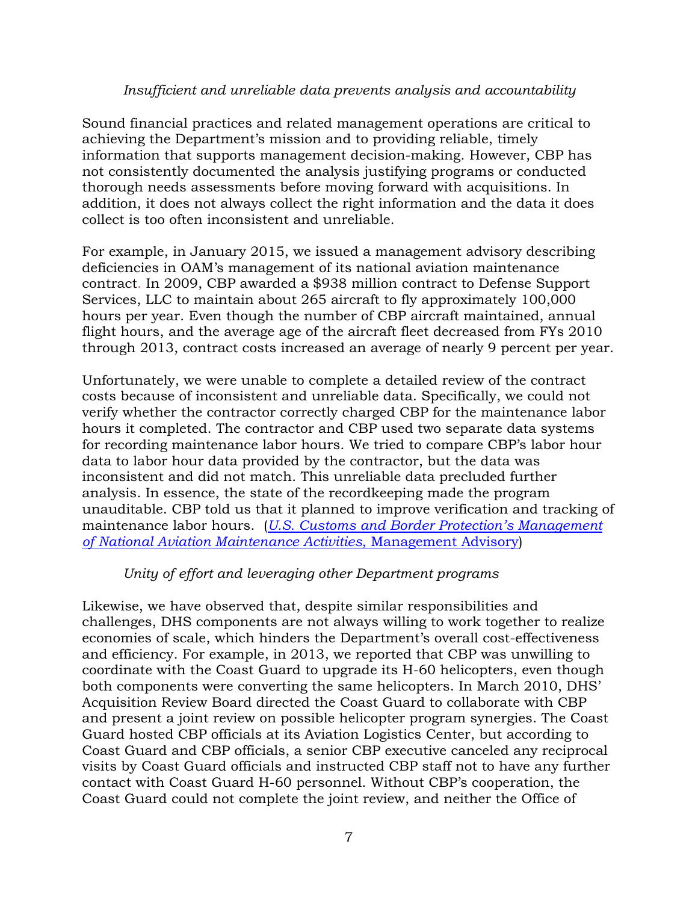*Insufficient and unreliable data prevents analysis and accountability*

Sound financial practices and related management operations are critical to achieving the Department's mission and to providing reliable, timely information that supports management decision-making. However, CBP has not consistently documented the analysis justifying programs or conducted thorough needs assessments before moving forward with acquisitions. In addition, it does not always collect the right information and the data it does collect is too often inconsistent and unreliable.

For example, in January 2015, we issued a management advisory describing deficiencies in OAM's management of its national aviation maintenance contract. In 2009, CBP awarded a $938 million contract to Defense Support Services, LLC to maintain about 265 aircraft to fly approximately 100,000 hours per year. Even though the number of CBP aircraft maintained, annual flight hours, and the average age of the aircraft fleet decreased from FYs 2010 through 2013, contract costs increased an average of nearly 9 percent per year.

Unfortunately, we were unable to complete a detailed review of the contract costs because of inconsistent and unreliable data. Specifically, we could not verify whether the contractor correctly charged CBP for the maintenance labor hours it completed. The contractor and CBP used two separate data systems for recording maintenance labor hours. We tried to compare CBP's labor hour data to labor hour data provided by the contractor, but the data was inconsistent and did not match. This unreliable data precluded further analysis. In essence, the state of the recordkeeping made the program unauditable. CBP told us that it planned to improve verification and tracking of maintenance labor hours. (*U.S. Customs and Border Protection's Management of National Aviation Maintenance Activities*, Management Advisory)

*Unity of effort and leveraging other Department programs*

Likewise, we have observed that, despite similar responsibilities and challenges, DHS components are not always willing to work together to realize economies of scale, which hinders the Department's overall cost-effectiveness and efficiency. For example, in 2013, we reported that CBP was unwilling to coordinate with the Coast Guard to upgrade its H-60 helicopters, even though both components were converting the same helicopters. In March 2010, DHS' Acquisition Review Board directed the Coast Guard to collaborate with CBP and present a joint review on possible helicopter program synergies. The Coast Guard hosted CBP officials at its Aviation Logistics Center, but according to Coast Guard and CBP officials, a senior CBP executive canceled any reciprocal visits by Coast Guard officials and instructed CBP staff not to have any further contact with Coast Guard H-60 personnel. Without CBP's cooperation, the Coast Guard could not complete the joint review, and neither the Office of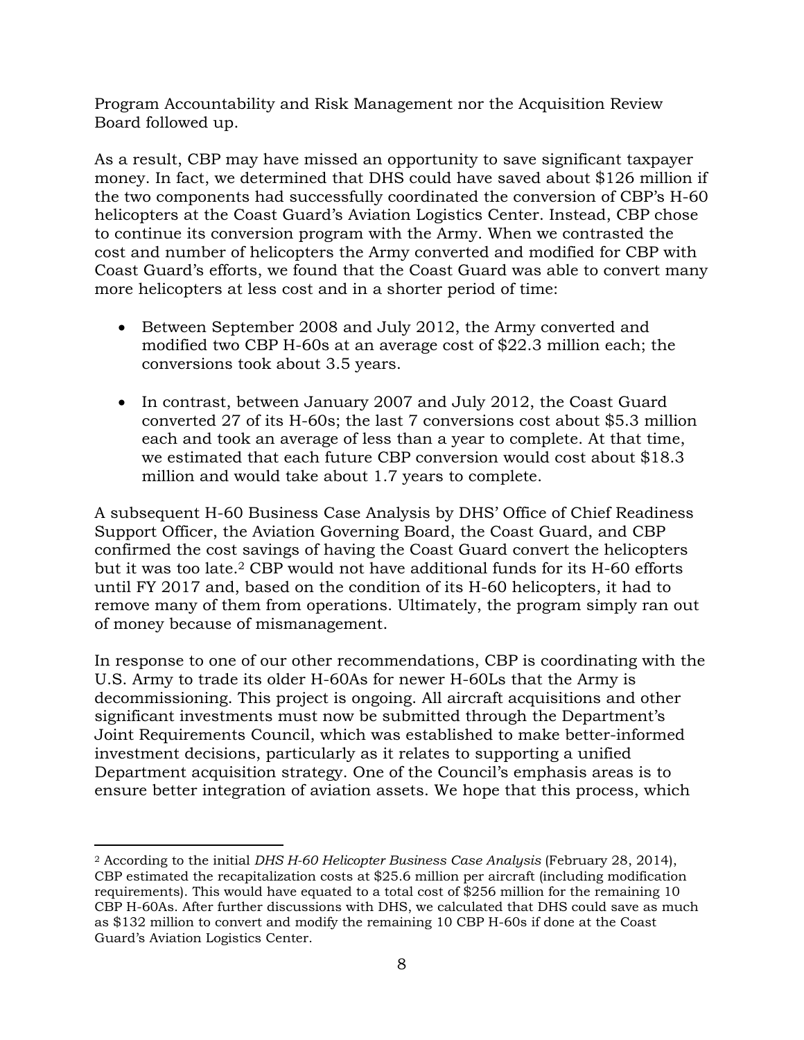Program Accountability and Risk Management nor the Acquisition Review Board followed up.

As a result, CBP may have missed an opportunity to save significant taxpayer money. In fact, we determined that DHS could have saved about $126 million if the two components had successfully coordinated the conversion of CBP's H-60 helicopters at the Coast Guard's Aviation Logistics Center. Instead, CBP chose to continue its conversion program with the Army. When we contrasted the cost and number of helicopters the Army converted and modified for CBP with Coast Guard's efforts, we found that the Coast Guard was able to convert many more helicopters at less cost and in a shorter period of time:

- Between September 2008 and July 2012, the Army converted and modified two CBP H-60s at an average cost of $22.3 million each; the conversions took about 3.5 years.

- In contrast, between January 2007 and July 2012, the Coast Guard converted 27 of its H-60s; the last 7 conversions cost about $5.3 million each and took an average of less than a year to complete. At that time, we estimated that each future CBP conversion would cost about $18.3 million and would take about 1.7 years to complete.

A subsequent H-60 Business Case Analysis by DHS' Office of Chief Readiness Support Officer, the Aviation Governing Board, the Coast Guard, and CBP confirmed the cost savings of having the Coast Guard convert the helicopters but it was too late.[2] CBP would not have additional funds for its H-60 efforts until FY 2017 and, based on the condition of its H-60 helicopters, it had to remove many of them from operations. Ultimately, the program simply ran out of money because of mismanagement.

In response to one of our other recommendations, CBP is coordinating with the U.S. Army to trade its older H-60As for newer H-60Ls that the Army is decommissioning. This project is ongoing. All aircraft acquisitions and other significant investments must now be submitted through the Department's Joint Requirements Council, which was established to make better-informed investment decisions, particularly as it relates to supporting a unified Department acquisition strategy. One of the Council's emphasis areas is to ensure better integration of aviation assets. We hope that this process, which

---

[2] According to the initial *DHS H-60 Helicopter Business Case Analysis* (February 28, 2014), CBP estimated the recapitalization costs at $25.6 million per aircraft (including modification requirements). This would have equated to a total cost of $256 million for the remaining 10 CBP H-60As. After further discussions with DHS, we calculated that DHS could save as much as $132 million to convert and modify the remaining 10 CBP H-60s if done at the Coast Guard's Aviation Logistics Center.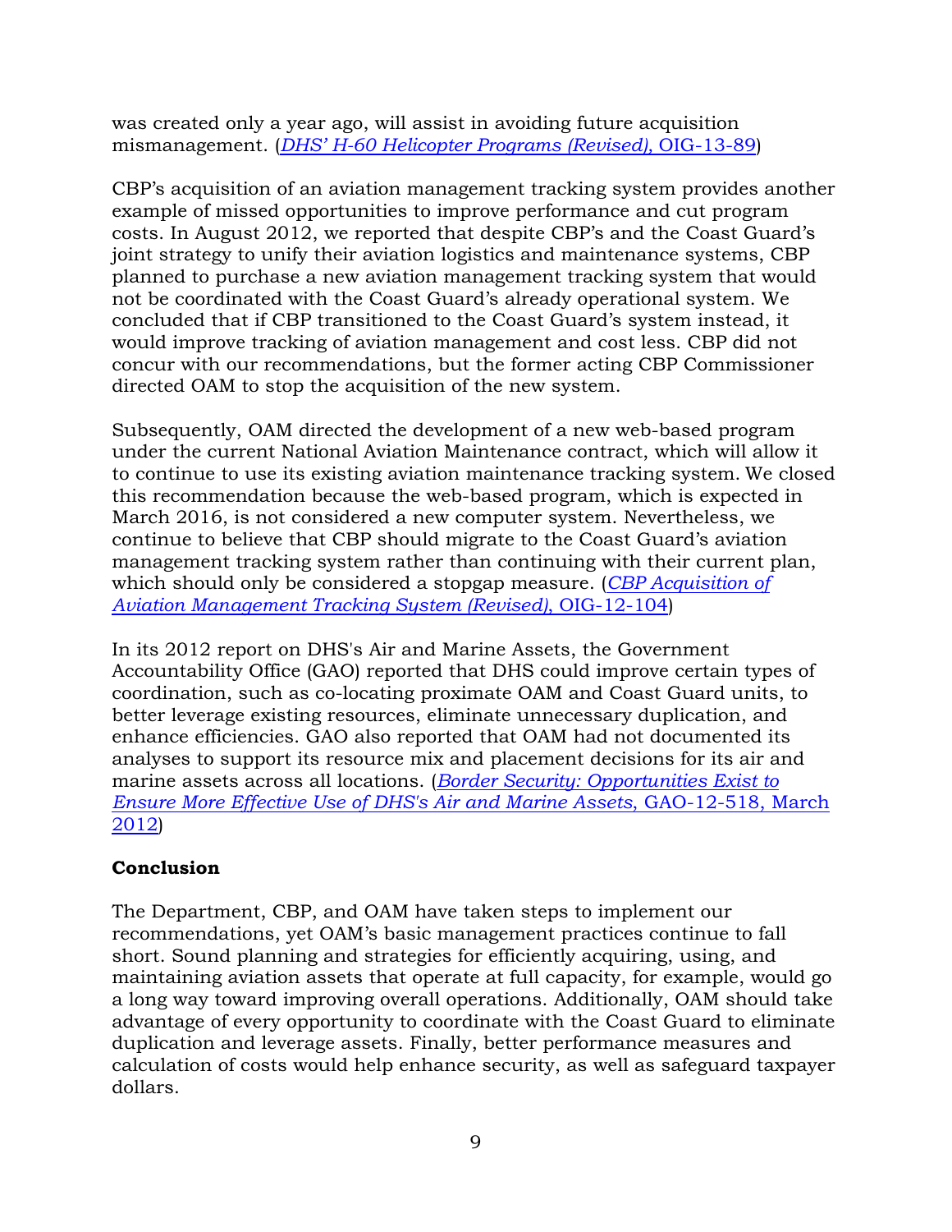was created only a year ago, will assist in avoiding future acquisition mismanagement. (*DHS' H-60 Helicopter Programs (Revised),* OIG-13-89)

CBP's acquisition of an aviation management tracking system provides another example of missed opportunities to improve performance and cut program costs. In August 2012, we reported that despite CBP's and the Coast Guard's joint strategy to unify their aviation logistics and maintenance systems, CBP planned to purchase a new aviation management tracking system that would not be coordinated with the Coast Guard's already operational system. We concluded that if CBP transitioned to the Coast Guard's system instead, it would improve tracking of aviation management and cost less. CBP did not concur with our recommendations, but the former acting CBP Commissioner directed OAM to stop the acquisition of the new system.

Subsequently, OAM directed the development of a new web-based program under the current National Aviation Maintenance contract, which will allow it to continue to use its existing aviation maintenance tracking system. We closed this recommendation because the web-based program, which is expected in March 2016, is not considered a new computer system. Nevertheless, we continue to believe that CBP should migrate to the Coast Guard's aviation management tracking system rather than continuing with their current plan, which should only be considered a stopgap measure. (*CBP Acquisition of Aviation Management Tracking System (Revised),* OIG-12-104)

In its 2012 report on DHS's Air and Marine Assets, the Government Accountability Office (GAO) reported that DHS could improve certain types of coordination, such as co-locating proximate OAM and Coast Guard units, to better leverage existing resources, eliminate unnecessary duplication, and enhance efficiencies. GAO also reported that OAM had not documented its analyses to support its resource mix and placement decisions for its air and marine assets across all locations. (*Border Security: Opportunities Exist to Ensure More Effective Use of DHS's Air and Marine Assets,* GAO-12-518, March 2012)

**Conclusion**

The Department, CBP, and OAM have taken steps to implement our recommendations, yet OAM's basic management practices continue to fall short. Sound planning and strategies for efficiently acquiring, using, and maintaining aviation assets that operate at full capacity, for example, would go a long way toward improving overall operations. Additionally, OAM should take advantage of every opportunity to coordinate with the Coast Guard to eliminate duplication and leverage assets. Finally, better performance measures and calculation of costs would help enhance security, as well as safeguard taxpayer dollars.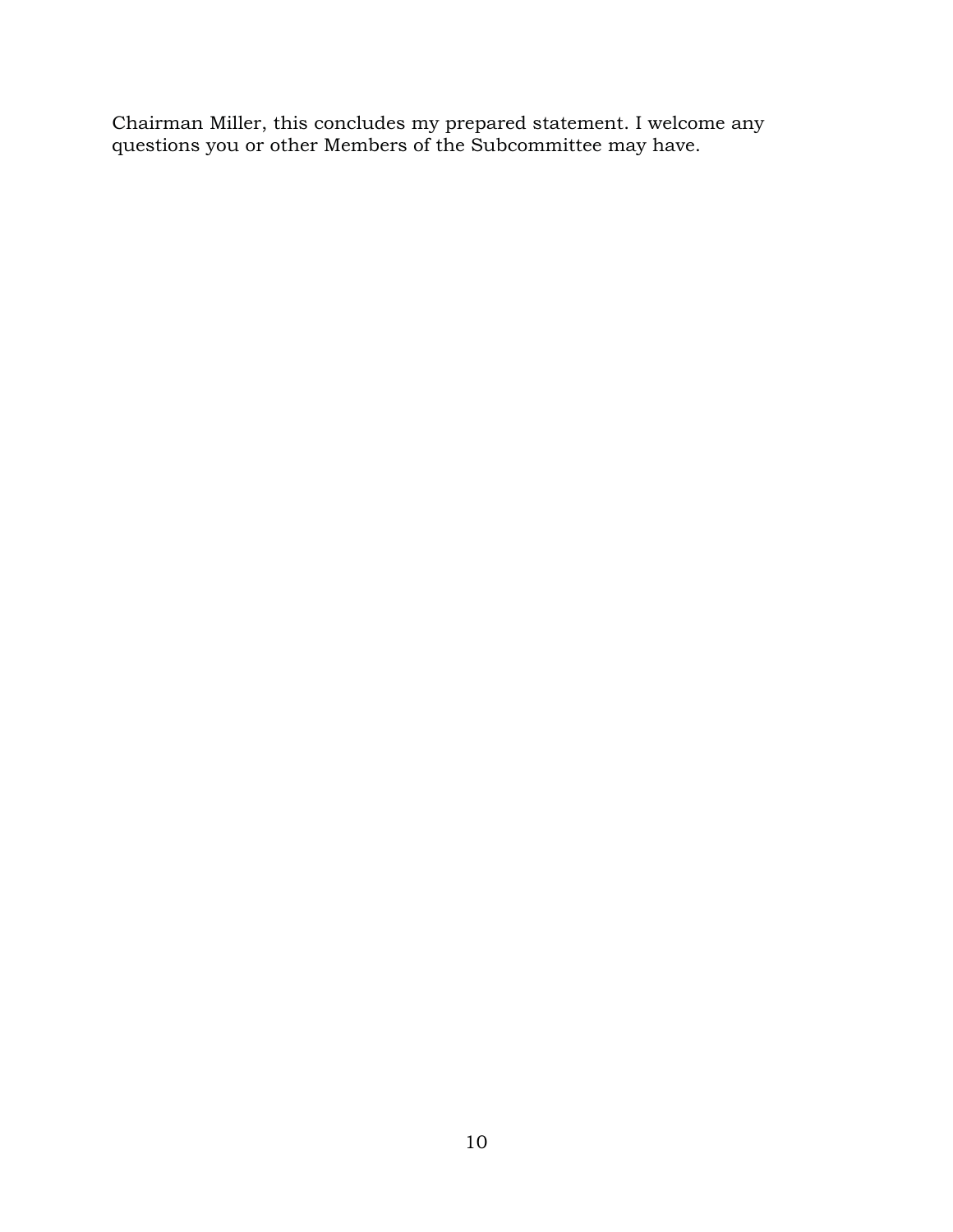Chairman Miller, this concludes my prepared statement. I welcome any questions you or other Members of the Subcommittee may have.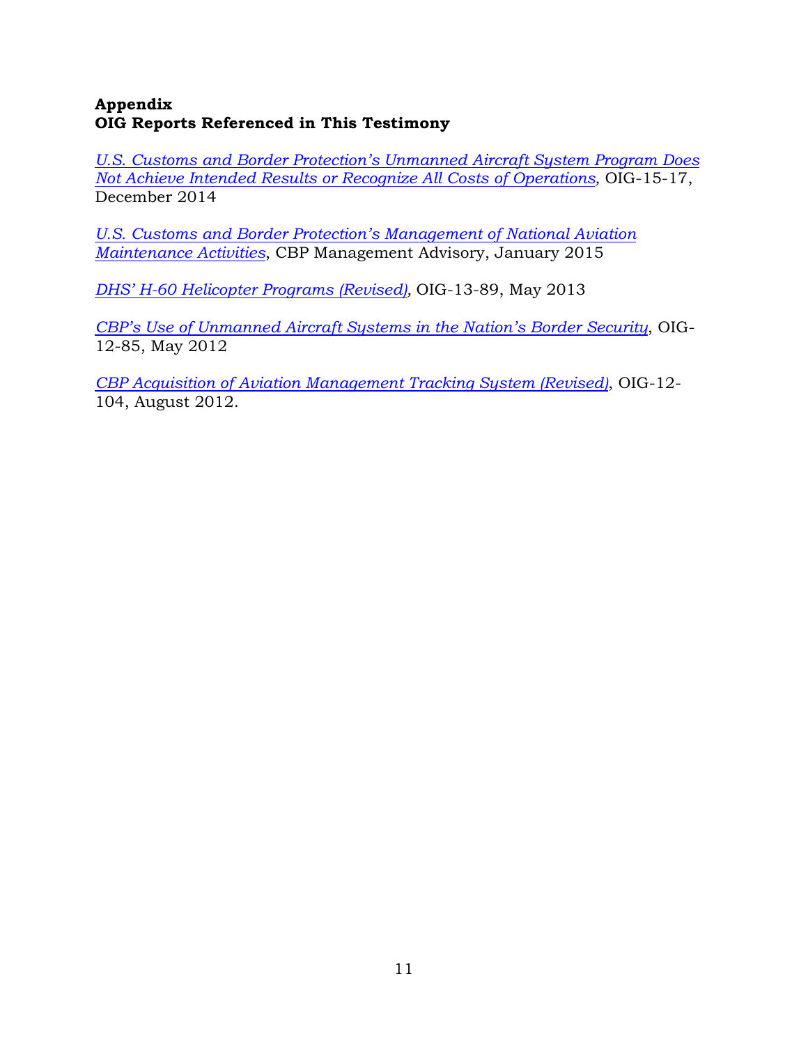## Appendix
## OIG Reports Referenced in This Testimony

*U.S. Customs and Border Protection's Unmanned Aircraft System Program Does Not Achieve Intended Results or Recognize All Costs of Operations*, OIG-15-17, December 2014

*U.S. Customs and Border Protection's Management of National Aviation Maintenance Activities*, CBP Management Advisory, January 2015

*DHS' H-60 Helicopter Programs (Revised)*, OIG-13-89, May 2013

*CBP's Use of Unmanned Aircraft Systems in the Nation's Border Security*, OIG-12-85, May 2012

*CBP Acquisition of Aviation Management Tracking System (Revised)*, OIG-12-104, August 2012.